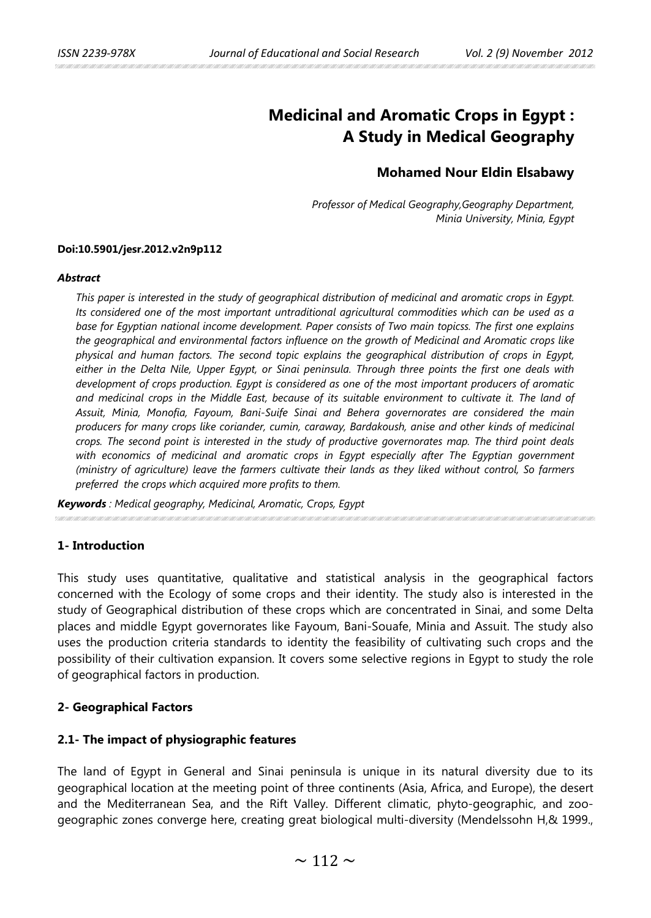# Medicinal and Aromatic Crops in Egypt : A Study in Medical Geography

**Mohamed Nour Eldin Elsabawy**

*Professor of Medical Geography,Geography Department, Minia University, Minia, Egypt*

**Doi:10.5901/jesr.2012.v2n9p112**

***Abstract***

*This paper is interested in the study of geographical distribution of medicinal and aromatic crops in Egypt. Its considered one of the most important untraditional agricultural commodities which can be used as a base for Egyptian national income development. Paper consists of Two main topicss. The first one explains the geographical and environmental factors influence on the growth of Medicinal and Aromatic crops like physical and human factors. The second topic explains the geographical distribution of crops in Egypt, either in the Delta Nile, Upper Egypt, or Sinai peninsula. Through three points the first one deals with development of crops production. Egypt is considered as one of the most important producers of aromatic and medicinal crops in the Middle East, because of its suitable environment to cultivate it. The land of Assuit, Minia, Monofia, Fayoum, Bani-Suife Sinai and Behera governorates are considered the main producers for many crops like coriander, cumin, caraway, Bardakoush, anise and other kinds of medicinal crops. The second point is interested in the study of productive governorates map. The third point deals with economics of medicinal and aromatic crops in Egypt especially after The Egyptian government (ministry of agriculture) leave the farmers cultivate their lands as they liked without control, So farmers preferred the crops which acquired more profits to them.*

***Keywords** : Medical geography, Medicinal, Aromatic, Crops, Egypt*

## 1- Introduction

This study uses quantitative, qualitative and statistical analysis in the geographical factors concerned with the Ecology of some crops and their identity. The study also is interested in the study of Geographical distribution of these crops which are concentrated in Sinai, and some Delta places and middle Egypt governorates like Fayoum, Bani-Souafe, Minia and Assuit. The study also uses the production criteria standards to identity the feasibility of cultivating such crops and the possibility of their cultivation expansion. It covers some selective regions in Egypt to study the role of geographical factors in production.

## 2- Geographical Factors

### 2.1- The impact of physiographic features

The land of Egypt in General and Sinai peninsula is unique in its natural diversity due to its geographical location at the meeting point of three continents (Asia, Africa, and Europe), the desert and the Mediterranean Sea, and the Rift Valley. Different climatic, phyto-geographic, and zoo-geographic zones converge here, creating great biological multi-diversity (Mendelssohn H,& 1999.,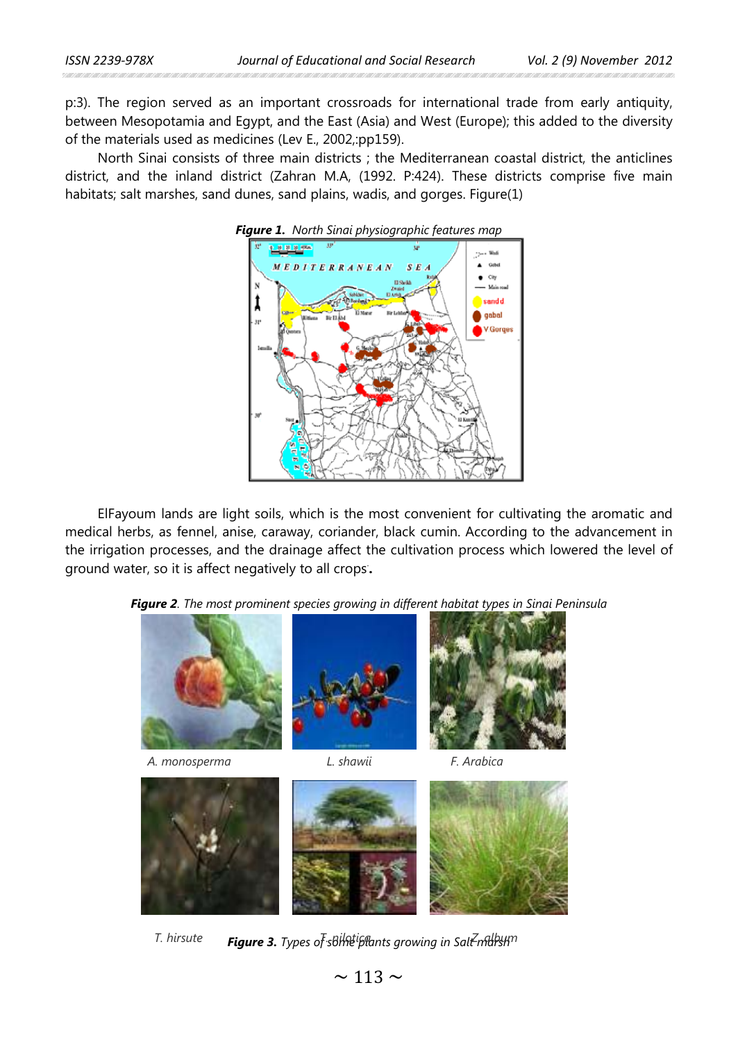p:3). The region served as an important crossroads for international trade from early antiquity, between Mesopotamia and Egypt, and the East (Asia) and West (Europe); this added to the diversity of the materials used as medicines (Lev E., 2002,:pp159).

North Sinai consists of three main districts ; the Mediterranean coastal district, the anticlines district, and the inland district (Zahran M.A, (1992. P:424). These districts comprise five main habitats; salt marshes, sand dunes, sand plains, wadis, and gorges. Figure(1)

***Figure 1.** North Sinai physiographic features map*

ElFayoum lands are light soils, which is the most convenient for cultivating the aromatic and medical herbs, as fennel, anise, caraway, coriander, black cumin. According to the advancement in the irrigation processes, and the drainage affect the cultivation process which lowered the level of ground water, so it is affect negatively to all crops.

***Figure 2**. The most prominent species growing in different habitat types in Sinai Peninsula*

*A. monosperma* *L. shawii* *F. Arabica*

*T. hirsute* *T. nilotica* *Z. album*

***Figure 3.** Types of some plants growing in Salt marsh*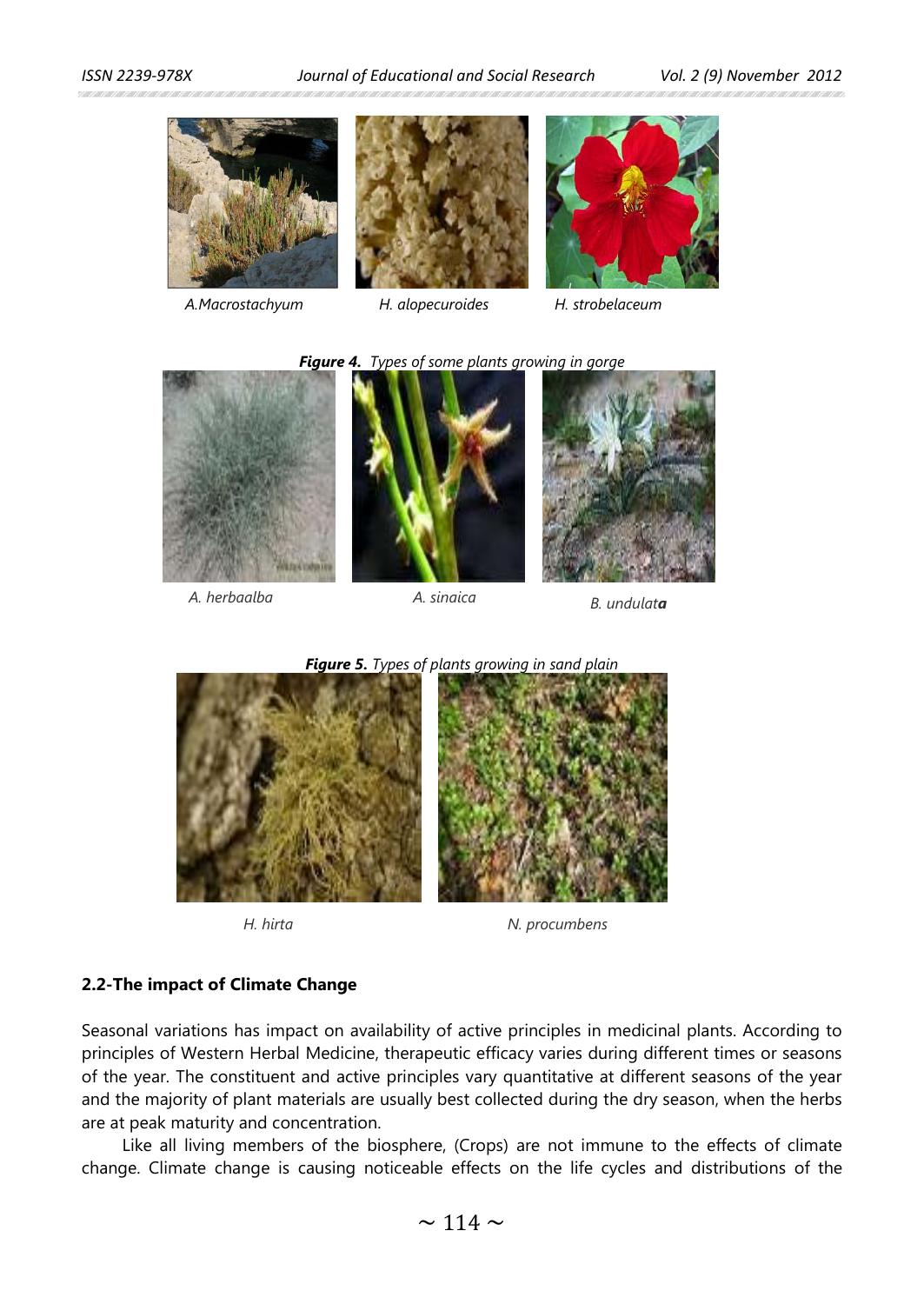A.Macrostachyum H. alopecuroides H. strobelaceum

***Figure 4.*** *Types of some plants growing in gorge*

*A. herbaalba* *A. sinaica* *B. undulat**a***

***Figure 5.*** *Types of plants growing in sand plain*

*H. hirta* *N. procumbens*

## 2.2-The impact of Climate Change

Seasonal variations has impact on availability of active principles in medicinal plants. According to principles of Western Herbal Medicine, therapeutic efficacy varies during different times or seasons of the year. The constituent and active principles vary quantitative at different seasons of the year and the majority of plant materials are usually best collected during the dry season, when the herbs are at peak maturity and concentration.

Like all living members of the biosphere, (Crops) are not immune to the effects of climate change. Climate change is causing noticeable effects on the life cycles and distributions of the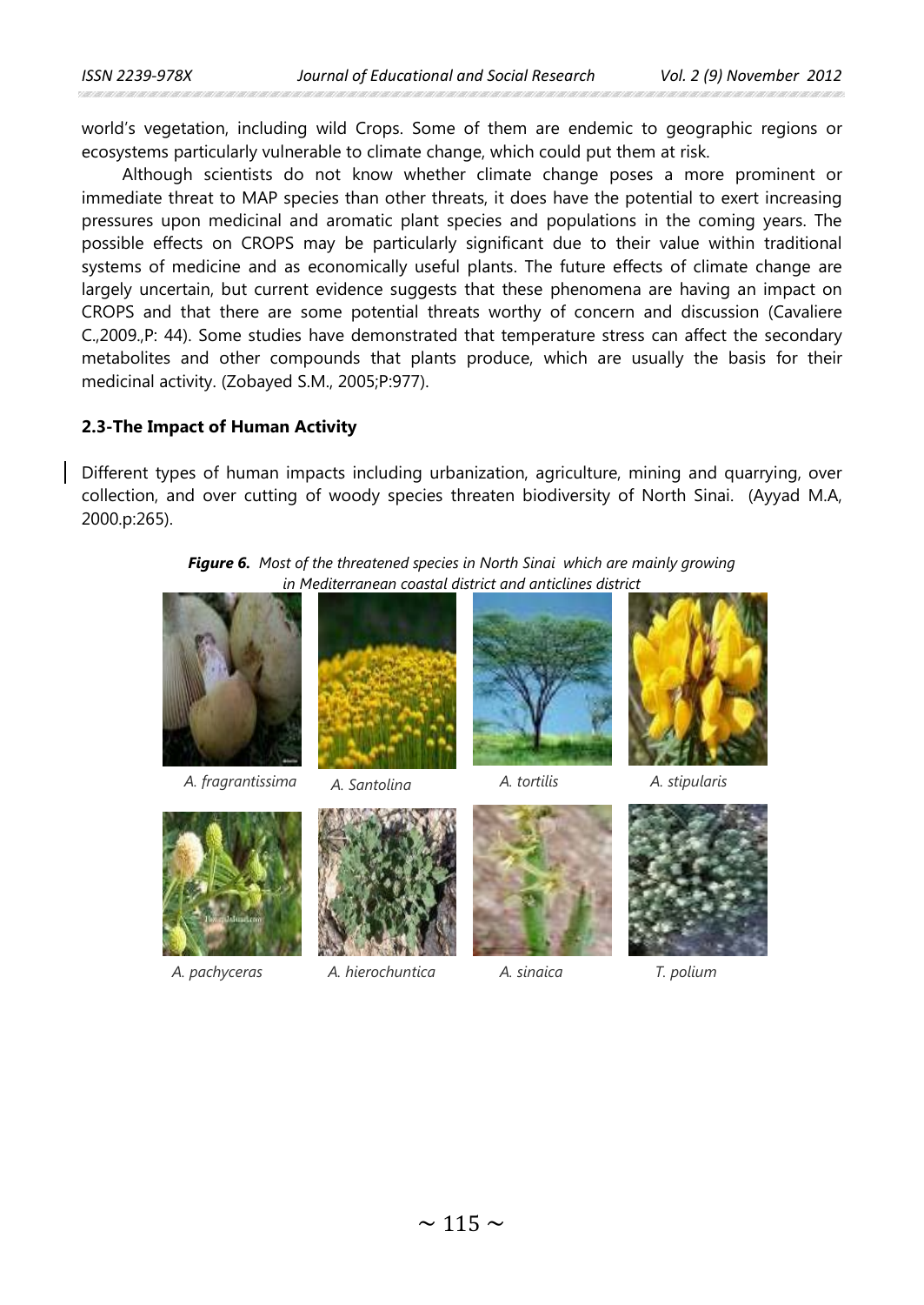world's vegetation, including wild Crops. Some of them are endemic to geographic regions or ecosystems particularly vulnerable to climate change, which could put them at risk.

Although scientists do not know whether climate change poses a more prominent or immediate threat to MAP species than other threats, it does have the potential to exert increasing pressures upon medicinal and aromatic plant species and populations in the coming years. The possible effects on CROPS may be particularly significant due to their value within traditional systems of medicine and as economically useful plants. The future effects of climate change are largely uncertain, but current evidence suggests that these phenomena are having an impact on CROPS and that there are some potential threats worthy of concern and discussion (Cavaliere C.,2009.,P: 44). Some studies have demonstrated that temperature stress can affect the secondary metabolites and other compounds that plants produce, which are usually the basis for their medicinal activity. (Zobayed S.M., 2005;P:977).

### 2.3-The Impact of Human Activity

Different types of human impacts including urbanization, agriculture, mining and quarrying, over collection, and over cutting of woody species threaten biodiversity of North Sinai. (Ayyad M.A, 2000.p:265).

***Figure 6.*** *Most of the threatened species in North Sinai which are mainly growing in Mediterranean coastal district and anticlines district*

*A. fragrantissima* *A. Santolina* *A. tortilis* *A. stipularis*

*A. pachyceras* *A. hierochuntica* *A. sinaica* *T. polium*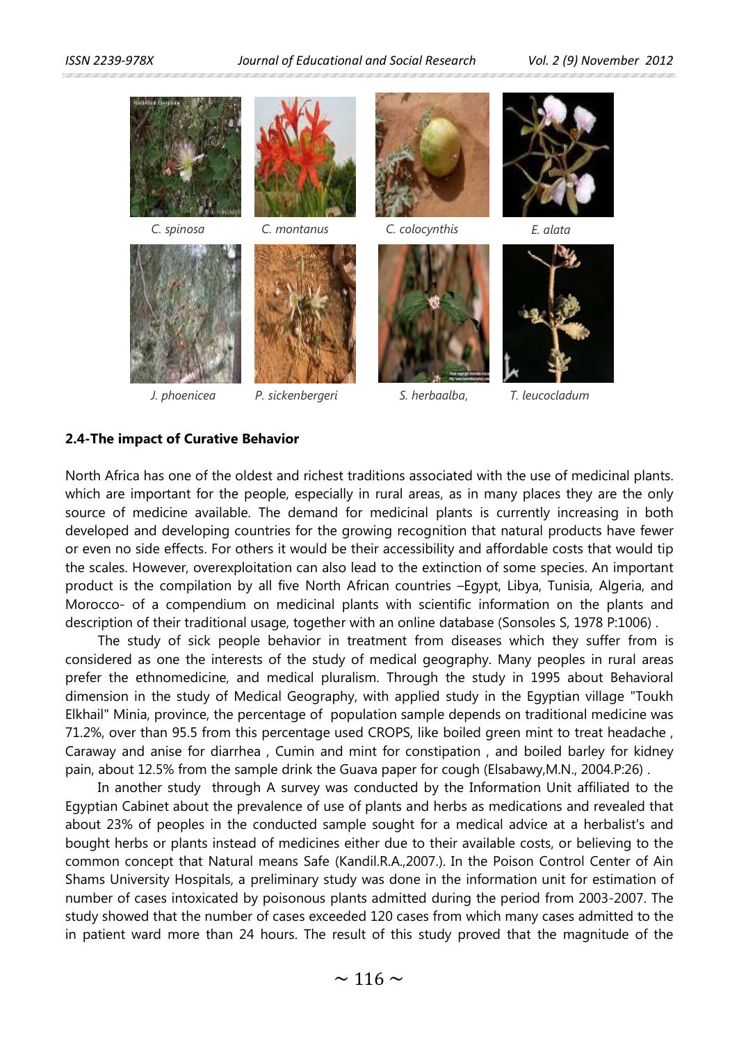C. spinosa C. montanus C. colocynthis E. alata

J. phoenicea P. sickenbergeri S. herbaalba, T. leucocladum

**2.4-The impact of Curative Behavior**

North Africa has one of the oldest and richest traditions associated with the use of medicinal plants. which are important for the people, especially in rural areas, as in many places they are the only source of medicine available. The demand for medicinal plants is currently increasing in both developed and developing countries for the growing recognition that natural products have fewer or even no side effects. For others it would be their accessibility and affordable costs that would tip the scales. However, overexploitation can also lead to the extinction of some species. An important product is the compilation by all five North African countries –Egypt, Libya, Tunisia, Algeria, and Morocco- of a compendium on medicinal plants with scientific information on the plants and description of their traditional usage, together with an online database (Sonsoles S, 1978 P:1006) .

The study of sick people behavior in treatment from diseases which they suffer from is considered as one the interests of the study of medical geography. Many peoples in rural areas prefer the ethnomedicine, and medical pluralism. Through the study in 1995 about Behavioral dimension in the study of Medical Geography, with applied study in the Egyptian village "Toukh Elkhail" Minia, province, the percentage of population sample depends on traditional medicine was 71.2%, over than 95.5 from this percentage used CROPS, like boiled green mint to treat headache , Caraway and anise for diarrhea , Cumin and mint for constipation , and boiled barley for kidney pain, about 12.5% from the sample drink the Guava paper for cough (Elsabawy,M.N., 2004.P:26) .

In another study through A survey was conducted by the Information Unit affiliated to the Egyptian Cabinet about the prevalence of use of plants and herbs as medications and revealed that about 23% of peoples in the conducted sample sought for a medical advice at a herbalist's and bought herbs or plants instead of medicines either due to their available costs, or believing to the common concept that Natural means Safe (Kandil.R.A.,2007.). In the Poison Control Center of Ain Shams University Hospitals, a preliminary study was done in the information unit for estimation of number of cases intoxicated by poisonous plants admitted during the period from 2003-2007. The study showed that the number of cases exceeded 120 cases from which many cases admitted to the in patient ward more than 24 hours. The result of this study proved that the magnitude of the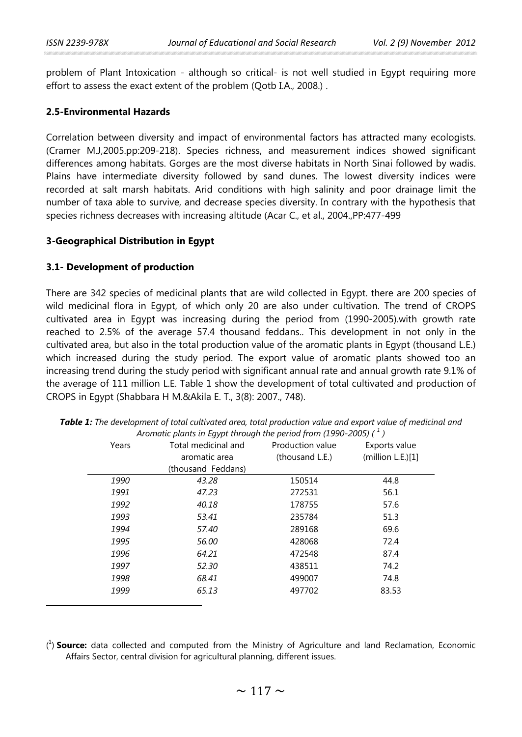problem of Plant Intoxication - although so critical- is not well studied in Egypt requiring more effort to assess the exact extent of the problem (Qotb I.A., 2008.) .

### 2.5-Environmental Hazards

Correlation between diversity and impact of environmental factors has attracted many ecologists. (Cramer M.J,2005.pp:209-218). Species richness, and measurement indices showed significant differences among habitats. Gorges are the most diverse habitats in North Sinai followed by wadis. Plains have intermediate diversity followed by sand dunes. The lowest diversity indices were recorded at salt marsh habitats. Arid conditions with high salinity and poor drainage limit the number of taxa able to survive, and decrease species diversity. In contrary with the hypothesis that species richness decreases with increasing altitude (Acar C., et al., 2004.,PP:477-499

## 3-Geographical Distribution in Egypt

### 3.1- Development of production

There are 342 species of medicinal plants that are wild collected in Egypt. there are 200 species of wild medicinal flora in Egypt, of which only 20 are also under cultivation. The trend of CROPS cultivated area in Egypt was increasing during the period from (1990-2005).with growth rate reached to 2.5% of the average 57.4 thousand feddans.. This development in not only in the cultivated area, but also in the total production value of the aromatic plants in Egypt (thousand L.E.) which increased during the study period. The export value of aromatic plants showed too an increasing trend during the study period with significant annual rate and annual growth rate 9.1% of the average of 111 million L.E. Table 1 show the development of total cultivated and production of CROPS in Egypt (Shabbara H M.&Akila E. T., 3(8): 2007., 748).

***Table 1:*** *The development of total cultivated area, total production value and export value of medicinal and Aromatic plants in Egypt through the period from (1990-2005)* [1]

| Years | Total medicinal and aromatic area (thousand Feddans) | Production value (thousand L.E.) | Exports value (million L.E.)[1] |
|---|---|---|---|
| *1990* | *43.28* | 150514 | 44.8 |
| *1991* | *47.23* | 272531 | 56.1 |
| *1992* | *40.18* | 178755 | 57.6 |
| *1993* | *53.41* | 235784 | 51.3 |
| *1994* | *57.40* | 289168 | 69.6 |
| *1995* | *56.00* | 428068 | 72.4 |
| *1996* | *64.21* | 472548 | 87.4 |
| *1997* | *52.30* | 438511 | 74.2 |
| *1998* | *68.41* | 499007 | 74.8 |
| *1999* | *65.13* | 497702 | 83.53 |

[1] **Source:** data collected and computed from the Ministry of Agriculture and land Reclamation, Economic Affairs Sector, central division for agricultural planning, different issues.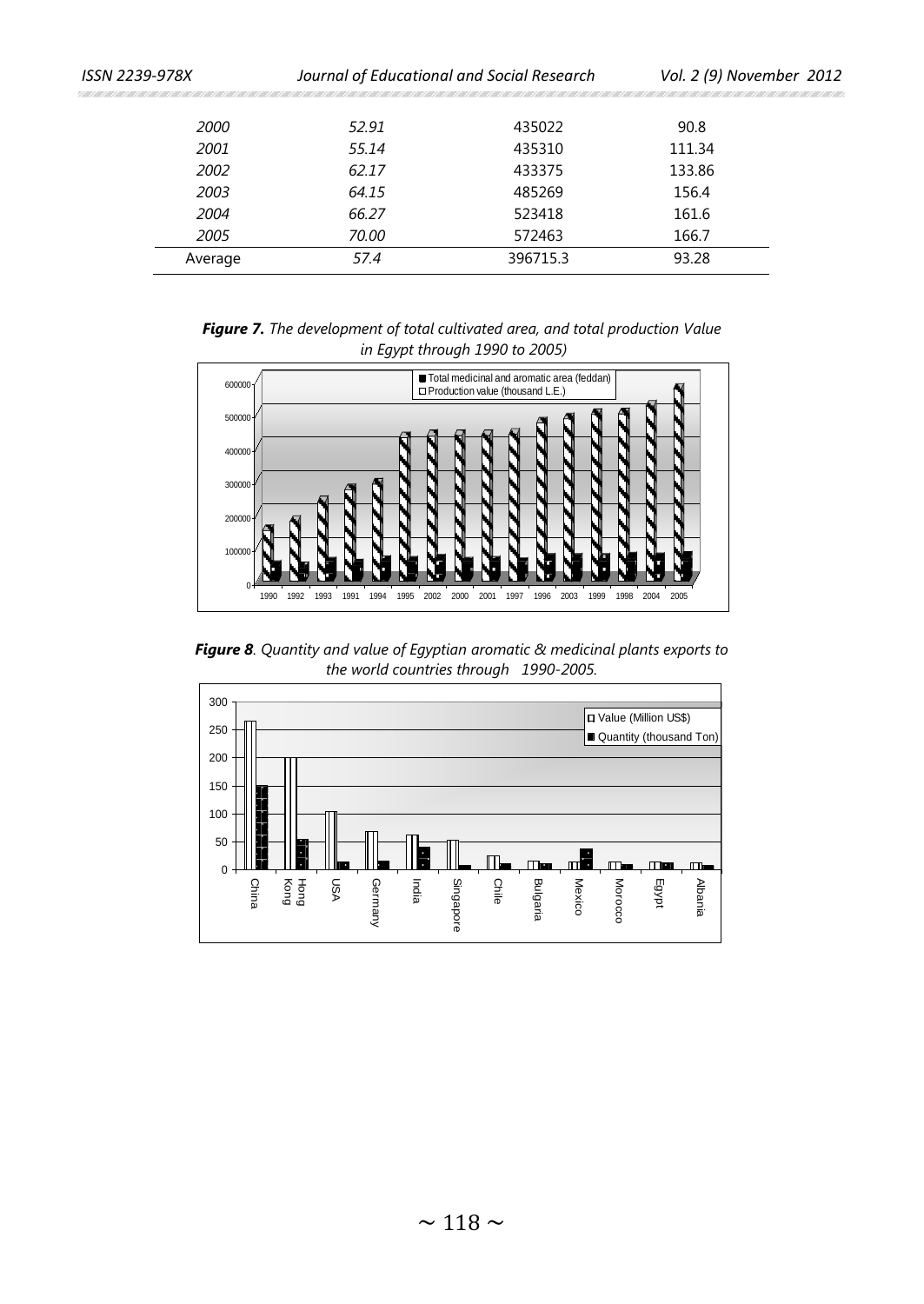| | | | |
|---|---|---|---|
| *2000* | *52.91* | 435022 | 90.8 |
| *2001* | *55.14* | 435310 | 111.34 |
| *2002* | *62.17* | 433375 | 133.86 |
| *2003* | *64.15* | 485269 | 156.4 |
| *2004* | *66.27* | 523418 | 161.6 |
| *2005* | *70.00* | 572463 | 166.7 |
| Average | *57.4* | 396715.3 | 93.28 |

***Figure 7.*** *The development of total cultivated area, and total production Value in Egypt through 1990 to 2005)*

***Figure 8***. *Quantity and value of Egyptian aromatic & medicinal plants exports to the world countries through 1990-2005.*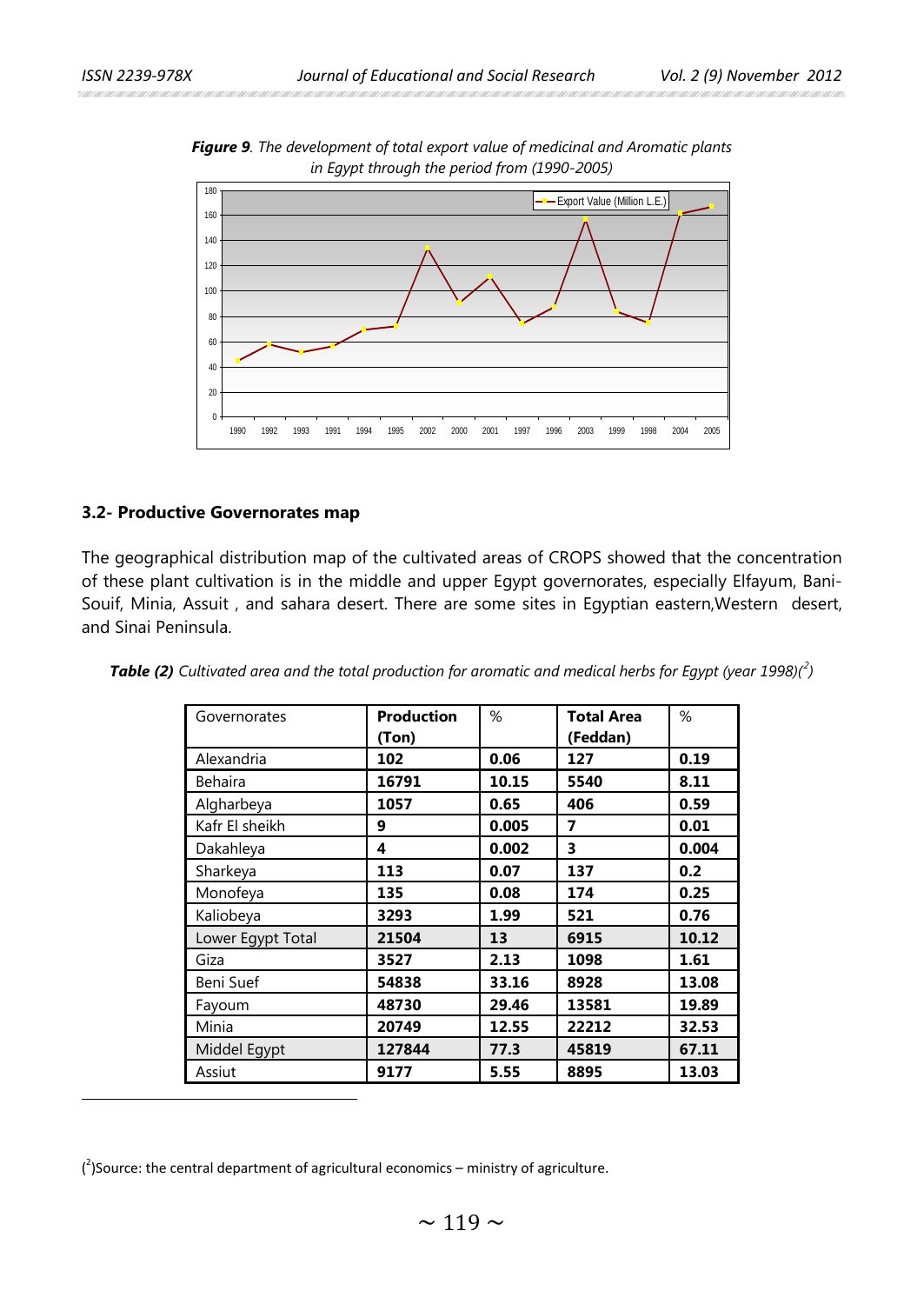***Figure 9**. The development of total export value of medicinal and Aromatic plants in Egypt through the period from (1990-2005)*

### 3.2- Productive Governorates map

The geographical distribution map of the cultivated areas of CROPS showed that the concentration of these plant cultivation is in the middle and upper Egypt governorates, especially Elfayum, Bani-Souif, Minia, Assuit , and sahara desert. There are some sites in Egyptian eastern,Western desert, and Sinai Peninsula.

***Table (2)** Cultivated area and the total production for aromatic and medical herbs for Egypt (year 1998)([2])*

| Governorates | Production (Ton) | % | Total Area (Feddan) | % |
|---|---|---|---|---|
| Alexandria | 102 | 0.06 | 127 | 0.19 |
| Behaira | 16791 | 10.15 | 5540 | 8.11 |
| Algharbeya | 1057 | 0.65 | 406 | 0.59 |
| Kafr El sheikh | 9 | 0.005 | 7 | 0.01 |
| Dakahleya | 4 | 0.002 | 3 | 0.004 |
| Sharkeya | 113 | 0.07 | 137 | 0.2 |
| Monofeya | 135 | 0.08 | 174 | 0.25 |
| Kaliobeya | 3293 | 1.99 | 521 | 0.76 |
| Lower Egypt Total | 21504 | 13 | 6915 | 10.12 |
| Giza | 3527 | 2.13 | 1098 | 1.61 |
| Beni Suef | 54838 | 33.16 | 8928 | 13.08 |
| Fayoum | 48730 | 29.46 | 13581 | 19.89 |
| Minia | 20749 | 12.55 | 22212 | 32.53 |
| Middel Egypt | 127844 | 77.3 | 45819 | 67.11 |
| Assiut | 9177 | 5.55 | 8895 | 13.03 |

([2])Source: the central department of agricultural economics – ministry of agriculture.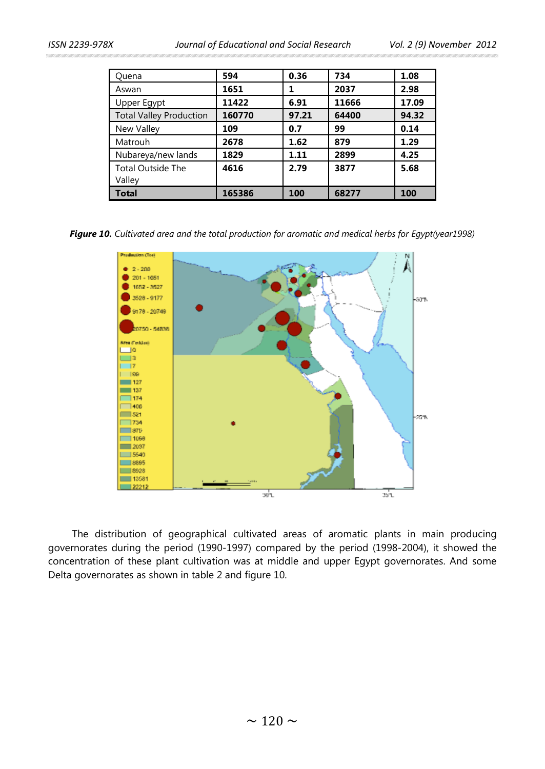| Quena | 594 | 0.36 | 734 | 1.08 |
|---|---|---|---|---|
| Aswan | 1651 | 1 | 2037 | 2.98 |
| Upper Egypt | 11422 | 6.91 | 11666 | 17.09 |
| Total Valley Production | 160770 | 97.21 | 64400 | 94.32 |
| New Valley | 109 | 0.7 | 99 | 0.14 |
| Matrouh | 2678 | 1.62 | 879 | 1.29 |
| Nubareya/new lands | 1829 | 1.11 | 2899 | 4.25 |
| Total Outside The Valley | 4616 | 2.79 | 3877 | 5.68 |
| **Total** | **165386** | **100** | **68277** | **100** |

***Figure 10.*** *Cultivated area and the total production for aromatic and medical herbs for Egypt(year1998)*

The distribution of geographical cultivated areas of aromatic plants in main producing governorates during the period (1990-1997) compared by the period (1998-2004), it showed the concentration of these plant cultivation was at middle and upper Egypt governorates. And some Delta governorates as shown in table 2 and figure 10.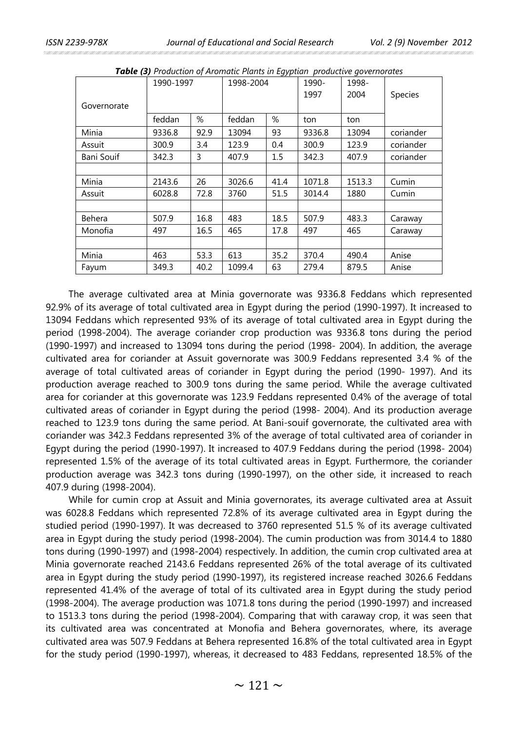***Table (3)*** *Production of Aromatic Plants in Egyptian productive governorates*

| Governorate | 1990-1997 | | 1998-2004 | | 1990-1997 | 1998-2004 | Species |
|---|---|---|---|---|---|---|---|
| | feddan | % | feddan | % | ton | ton | |
| Minia | 9336.8 | 92.9 | 13094 | 93 | 9336.8 | 13094 | coriander |
| Assuit | 300.9 | 3.4 | 123.9 | 0.4 | 300.9 | 123.9 | coriander |
| Bani Souif | 342.3 | 3 | 407.9 | 1.5 | 342.3 | 407.9 | coriander |
| | | | | | | | |
| Minia | 2143.6 | 26 | 3026.6 | 41.4 | 1071.8 | 1513.3 | Cumin |
| Assuit | 6028.8 | 72.8 | 3760 | 51.5 | 3014.4 | 1880 | Cumin |
| | | | | | | | |
| Behera | 507.9 | 16.8 | 483 | 18.5 | 507.9 | 483.3 | Caraway |
| Monofia | 497 | 16.5 | 465 | 17.8 | 497 | 465 | Caraway |
| | | | | | | | |
| Minia | 463 | 53.3 | 613 | 35.2 | 370.4 | 490.4 | Anise |
| Fayum | 349.3 | 40.2 | 1099.4 | 63 | 279.4 | 879.5 | Anise |

The average cultivated area at Minia governorate was 9336.8 Feddans which represented 92.9% of its average of total cultivated area in Egypt during the period (1990-1997). It increased to 13094 Feddans which represented 93% of its average of total cultivated area in Egypt during the period (1998-2004). The average coriander crop production was 9336.8 tons during the period (1990-1997) and increased to 13094 tons during the period (1998- 2004). In addition, the average cultivated area for coriander at Assuit governorate was 300.9 Feddans represented 3.4 % of the average of total cultivated areas of coriander in Egypt during the period (1990- 1997). And its production average reached to 300.9 tons during the same period. While the average cultivated area for coriander at this governorate was 123.9 Feddans represented 0.4% of the average of total cultivated areas of coriander in Egypt during the period (1998- 2004). And its production average reached to 123.9 tons during the same period. At Bani-souif governorate, the cultivated area with coriander was 342.3 Feddans represented 3% of the average of total cultivated area of coriander in Egypt during the period (1990-1997). It increased to 407.9 Feddans during the period (1998- 2004) represented 1.5% of the average of its total cultivated areas in Egypt. Furthermore, the coriander production average was 342.3 tons during (1990-1997), on the other side, it increased to reach 407.9 during (1998-2004).

While for cumin crop at Assuit and Minia governorates, its average cultivated area at Assuit was 6028.8 Feddans which represented 72.8% of its average cultivated area in Egypt during the studied period (1990-1997). It was decreased to 3760 represented 51.5 % of its average cultivated area in Egypt during the study period (1998-2004). The cumin production was from 3014.4 to 1880 tons during (1990-1997) and (1998-2004) respectively. In addition, the cumin crop cultivated area at Minia governorate reached 2143.6 Feddans represented 26% of the total average of its cultivated area in Egypt during the study period (1990-1997), its registered increase reached 3026.6 Feddans represented 41.4% of the average of total of its cultivated area in Egypt during the study period (1998-2004). The average production was 1071.8 tons during the period (1990-1997) and increased to 1513.3 tons during the period (1998-2004). Comparing that with caraway crop, it was seen that its cultivated area was concentrated at Monofia and Behera governorates, where, its average cultivated area was 507.9 Feddans at Behera represented 16.8% of the total cultivated area in Egypt for the study period (1990-1997), whereas, it decreased to 483 Feddans, represented 18.5% of the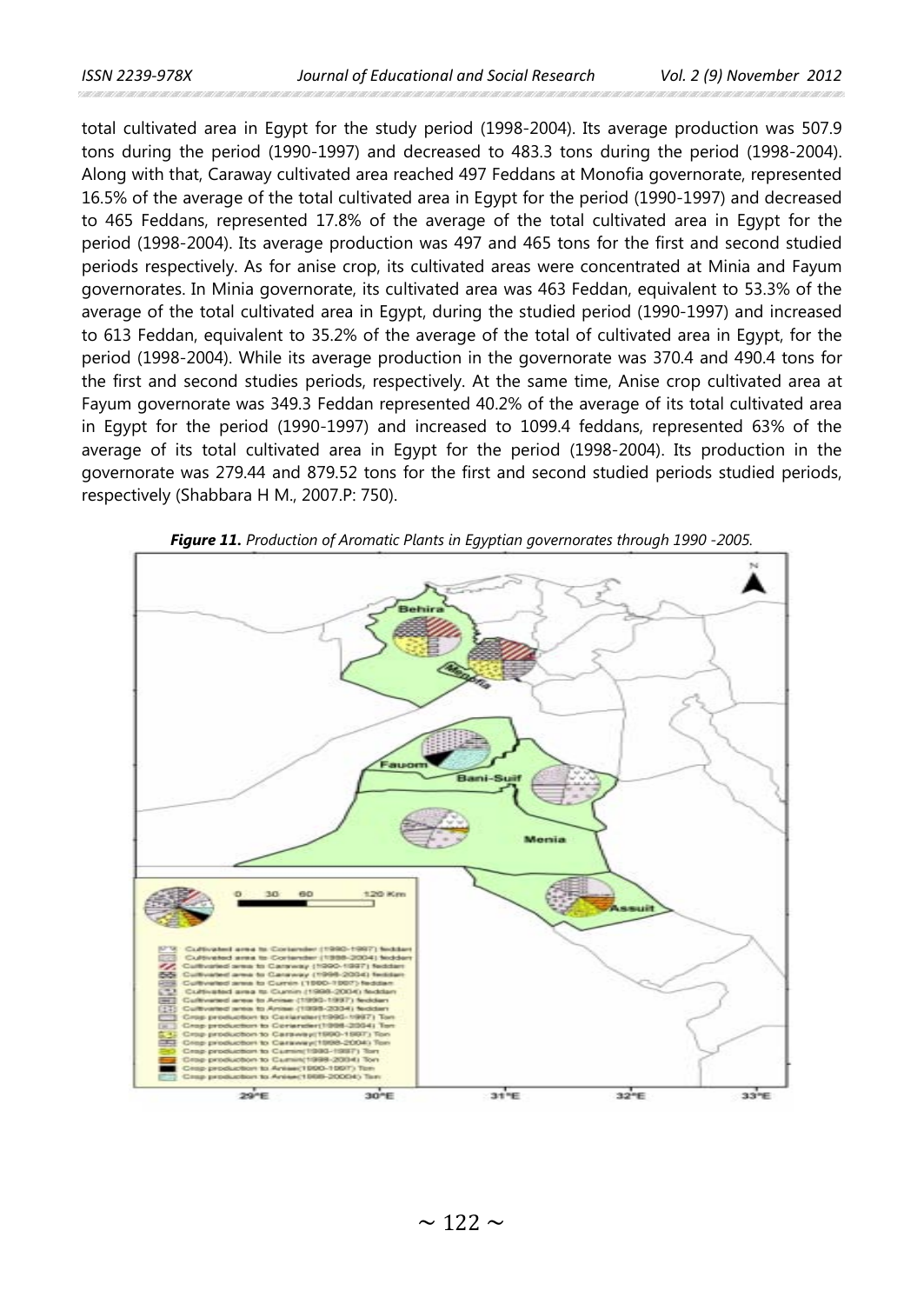total cultivated area in Egypt for the study period (1998-2004). Its average production was 507.9 tons during the period (1990-1997) and decreased to 483.3 tons during the period (1998-2004). Along with that, Caraway cultivated area reached 497 Feddans at Monofia governorate, represented 16.5% of the average of the total cultivated area in Egypt for the period (1990-1997) and decreased to 465 Feddans, represented 17.8% of the average of the total cultivated area in Egypt for the period (1998-2004). Its average production was 497 and 465 tons for the first and second studied periods respectively. As for anise crop, its cultivated areas were concentrated at Minia and Fayum governorates. In Minia governorate, its cultivated area was 463 Feddan, equivalent to 53.3% of the average of the total cultivated area in Egypt, during the studied period (1990-1997) and increased to 613 Feddan, equivalent to 35.2% of the average of the total of cultivated area in Egypt, for the period (1998-2004). While its average production in the governorate was 370.4 and 490.4 tons for the first and second studies periods, respectively. At the same time, Anise crop cultivated area at Fayum governorate was 349.3 Feddan represented 40.2% of the average of its total cultivated area in Egypt for the period (1990-1997) and increased to 1099.4 feddans, represented 63% of the average of its total cultivated area in Egypt for the period (1998-2004). Its production in the governorate was 279.44 and 879.52 tons for the first and second studied periods studied periods, respectively (Shabbara H M., 2007.P: 750).

***Figure 11.*** *Production of Aromatic Plants in Egyptian governorates through 1990 -2005.*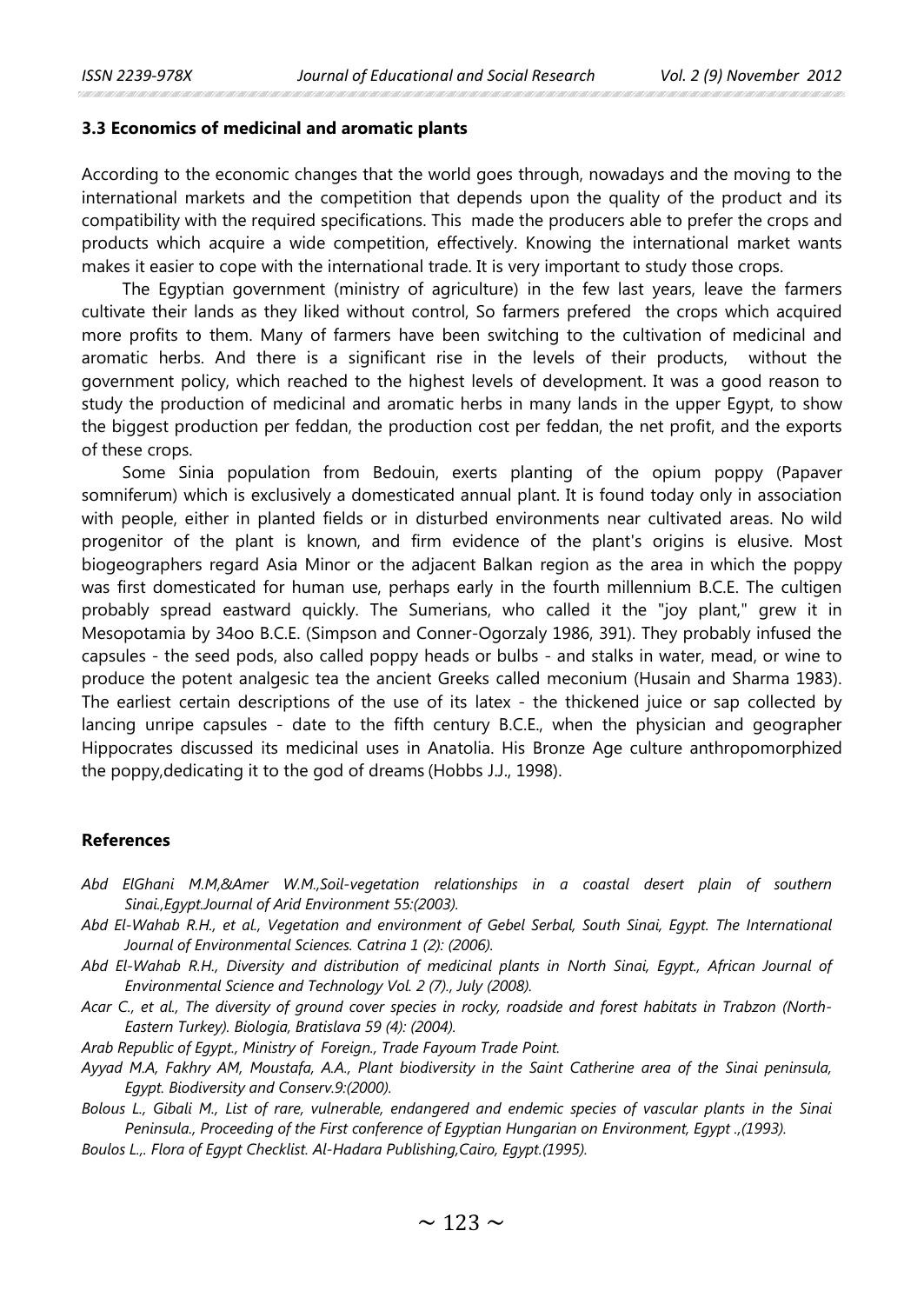### 3.3 Economics of medicinal and aromatic plants

According to the economic changes that the world goes through, nowadays and the moving to the international markets and the competition that depends upon the quality of the product and its compatibility with the required specifications. This made the producers able to prefer the crops and products which acquire a wide competition, effectively. Knowing the international market wants makes it easier to cope with the international trade. It is very important to study those crops.

The Egyptian government (ministry of agriculture) in the few last years, leave the farmers cultivate their lands as they liked without control, So farmers prefered the crops which acquired more profits to them. Many of farmers have been switching to the cultivation of medicinal and aromatic herbs. And there is a significant rise in the levels of their products, without the government policy, which reached to the highest levels of development. It was a good reason to study the production of medicinal and aromatic herbs in many lands in the upper Egypt, to show the biggest production per feddan, the production cost per feddan, the net profit, and the exports of these crops.

Some Sinia population from Bedouin, exerts planting of the opium poppy (Papaver somniferum) which is exclusively a domesticated annual plant. It is found today only in association with people, either in planted fields or in disturbed environments near cultivated areas. No wild progenitor of the plant is known, and firm evidence of the plant's origins is elusive. Most biogeographers regard Asia Minor or the adjacent Balkan region as the area in which the poppy was first domesticated for human use, perhaps early in the fourth millennium B.C.E. The cultigen probably spread eastward quickly. The Sumerians, who called it the "joy plant," grew it in Mesopotamia by 34oo B.C.E. (Simpson and Conner-Ogorzaly 1986, 391). They probably infused the capsules - the seed pods, also called poppy heads or bulbs - and stalks in water, mead, or wine to produce the potent analgesic tea the ancient Greeks called meconium (Husain and Sharma 1983). The earliest certain descriptions of the use of its latex - the thickened juice or sap collected by lancing unripe capsules - date to the fifth century B.C.E., when the physician and geographer Hippocrates discussed its medicinal uses in Anatolia. His Bronze Age culture anthropomorphized the poppy,dedicating it to the god of dreams (Hobbs J.J., 1998).

### References

*Abd ElGhani M.M,&Amer W.M.,Soil-vegetation relationships in a coastal desert plain of southern Sinai.,Egypt.Journal of Arid Environment 55:(2003).*

*Abd El-Wahab R.H., et al., Vegetation and environment of Gebel Serbal, South Sinai, Egypt. The International Journal of Environmental Sciences. Catrina 1 (2): (2006).*

*Abd El-Wahab R.H., Diversity and distribution of medicinal plants in North Sinai, Egypt., African Journal of Environmental Science and Technology Vol. 2 (7)., July (2008).*

*Acar C., et al., The diversity of ground cover species in rocky, roadside and forest habitats in Trabzon (North-Eastern Turkey). Biologia, Bratislava 59 (4): (2004).*

*Arab Republic of Egypt., Ministry of Foreign., Trade Fayoum Trade Point.*

*Ayyad M.A, Fakhry AM, Moustafa, A.A., Plant biodiversity in the Saint Catherine area of the Sinai peninsula, Egypt. Biodiversity and Conserv.9:(2000).*

*Bolous L., Gibali M., List of rare, vulnerable, endangered and endemic species of vascular plants in the Sinai Peninsula., Proceeding of the First conference of Egyptian Hungarian on Environment, Egypt .,(1993).*

*Boulos L.,. Flora of Egypt Checklist. Al-Hadara Publishing,Cairo, Egypt.(1995).*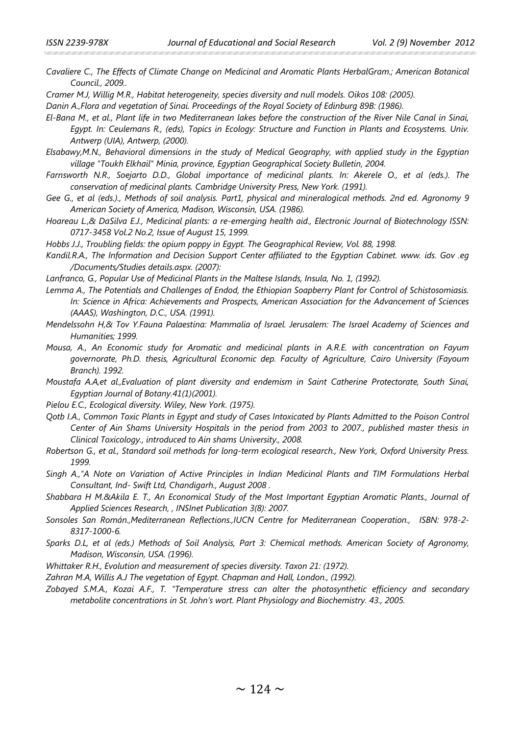*Cavaliere C., The Effects of Climate Change on Medicinal and Aromatic Plants HerbalGram.; American Botanical Council., 2009..*

*Cramer M.J, Willig M.R., Habitat heterogeneity, species diversity and null models. Oikos 108: (2005).*

*Danin A.,Flora and vegetation of Sinai. Proceedings of the Royal Society of Edinburg 89B: (1986).*

*El-Bana M., et al., Plant life in two Mediterranean lakes before the construction of the River Nile Canal in Sinai, Egypt. In: Ceulemans R., (eds), Topics in Ecology: Structure and Function in Plants and Ecosystems. Univ. Antwerp (UIA), Antwerp, (2000).*

*Elsabawy,M.N., Behavioral dimensions in the study of Medical Geography, with applied study in the Egyptian village "Toukh Elkhail" Minia, province, Egyptian Geographical Society Bulletin, 2004.*

*Farnsworth N.R., Soejarto D.D., Global importance of medicinal plants. In: Akerele O., et al (eds.). The conservation of medicinal plants. Cambridge University Press, New York. (1991).*

*Gee G., et al (eds.)., Methods of soil analysis. Part1, physical and mineralogical methods. 2nd ed. Agronomy 9 American Society of America, Madison, Wisconsin, USA. (1986).*

*Hoareau L.,& DaSilva E.J., Medicinal plants: a re-emerging health aid., Electronic Journal of Biotechnology ISSN: 0717-3458 Vol.2 No.2, Issue of August 15, 1999.*

*Hobbs J.J., Troubling fields: the opium poppy in Egypt. The Geographical Review, Vol. 88, 1998.*

*Kandil.R.A., The Information and Decision Support Center affiliated to the Egyptian Cabinet. www. ids. Gov .eg /Documents/Studies details.aspx. (2007):*

*Lanfranco, G., Popular Use of Medicinal Plants in the Maltese Islands, Insula, No. 1, (1992).*

*Lemma A., The Potentials and Challenges of Endod, the Ethiopian Soapberry Plant for Control of Schistosomiasis. In: Science in Africa: Achievements and Prospects, American Association for the Advancement of Sciences (AAAS), Washington, D.C., USA. (1991).*

*Mendelssohn H,& Tov Y.Fauna Palaestina: Mammalia of Israel. Jerusalem: The Israel Academy of Sciences and Humanities; 1999.*

*Mousa, A., An Economic study for Aromatic and medicinal plants in A.R.E. with concentration on Fayum governorate, Ph.D. thesis, Agricultural Economic dep. Faculty of Agriculture, Cairo University (Fayoum Branch). 1992.*

*Moustafa A.A,et al.,Evaluation of plant diversity and endemism in Saint Catherine Protectorate, South Sinai, Egyptian Journal of Botany.41(1)(2001).*

*Pielou E.C., Ecological diversity. Wiley, New York. (1975).*

*Qotb I.A., Common Toxic Plants in Egypt and study of Cases Intoxicated by Plants Admitted to the Poison Control Center of Ain Shams University Hospitals in the period from 2003 to 2007., published master thesis in Clinical Toxicology., introduced to Ain shams University., 2008.*

*Robertson G., et al., Standard soil methods for long-term ecological research., New York, Oxford University Press. 1999.*

*Singh A.,"A Note on Variation of Active Principles in Indian Medicinal Plants and TIM Formulations Herbal Consultant, Ind- Swift Ltd, Chandigarh., August 2008 .*

*Shabbara H M.&Akila E. T., An Economical Study of the Most Important Egyptian Aromatic Plants., Journal of Applied Sciences Research, , INSInet Publication 3(8): 2007.*

*Sonsoles San Román.,Mediterranean Reflections.,IUCN Centre for Mediterranean Cooperation., ISBN: 978-2-8317-1000-6.*

*Sparks D.L, et al (eds.) Methods of Soil Analysis, Part 3: Chemical methods. American Society of Agronomy, Madison, Wisconsin, USA. (1996).*

*Whittaker R.H., Evolution and measurement of species diversity. Taxon 21: (1972).*

*Zahran M.A, Willis A.J The vegetation of Egypt. Chapman and Hall, London., (1992).*

*Zobayed S.M.A., Kozai A.F., T. "Temperature stress can alter the photosynthetic efficiency and secondary metabolite concentrations in St. John's wort. Plant Physiology and Biochemistry. 43., 2005.*